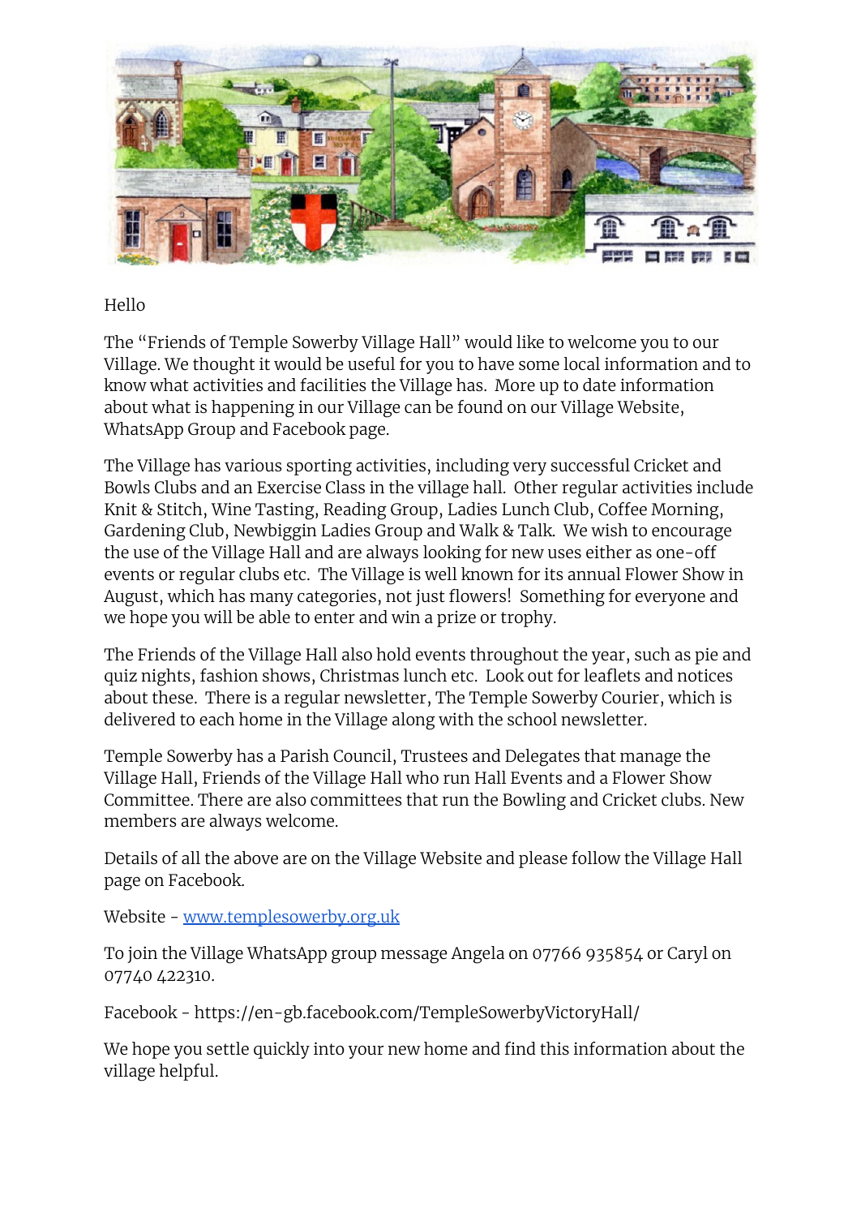Hello

The "Friends of Temple Sowerby Village Hall" would like to welcome you to our Village. We thought it would be useful for you to have some local information and to know what activities and facilities the Village has. More up to date information about what is happening in our Village can be found on our Village Website, WhatsApp Group and Facebook page.

The Village has various sporting activities, including very successful Cricket and Bowls Clubs and an Exercise Class in the village hall. Other regular activities include Knit & Stitch, Wine Tasting, Reading Group, Ladies Lunch Club, Coffee Morning, Gardening Club, Newbiggin Ladies Group and Walk & Talk. We wish to encourage the use of the Village Hall and are always looking for new uses either as one-off events or regular clubs etc. The Village is well known for its annual Flower Show in August, which has many categories, not just flowers! Something for everyone and we hope you will be able to enter and win a prize or trophy.

The Friends of the Village Hall also hold events throughout the year, such as pie and quiz nights, fashion shows, Christmas lunch etc. Look out for leaflets and notices about these. There is a regular newsletter, The Temple Sowerby Courier, which is delivered to each home in the Village along with the school newsletter.

Temple Sowerby has a Parish Council, Trustees and Delegates that manage the Village Hall, Friends of the Village Hall who run Hall Events and a Flower Show Committee. There are also committees that run the Bowling and Cricket clubs. New members are always welcome.

Details of all the above are on the Village Website and please follow the Village Hall page on Facebook.

Website - [www.templesowerby.org.uk](http://www.templesowerby.org.uk)

To join the Village WhatsApp group message Angela on 07766 935854 or Caryl on 07740 422310.

Facebook - https://en-gb.facebook.com/TempleSowerbyVictoryHall/

We hope you settle quickly into your new home and find this information about the village helpful.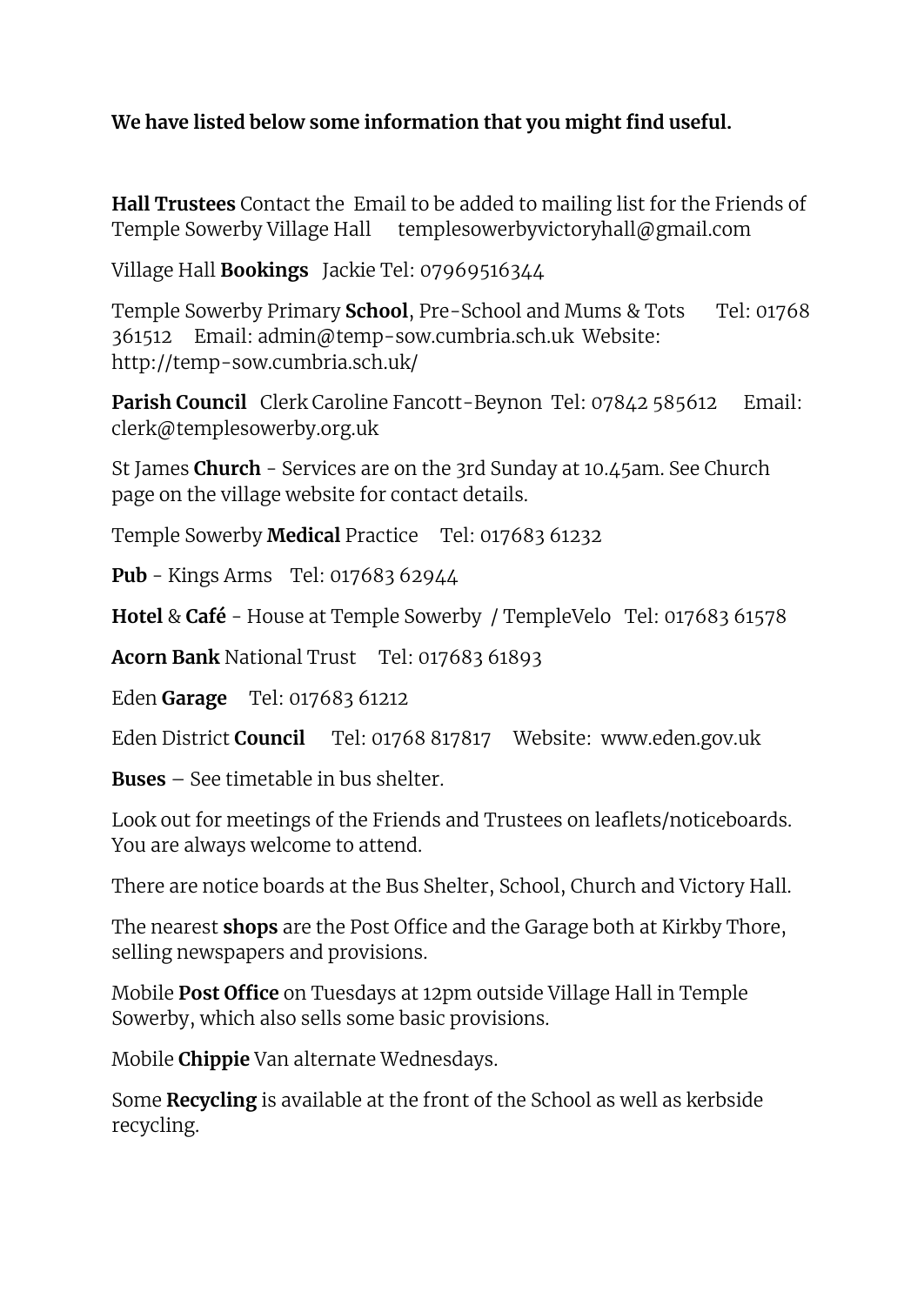**We have listed below some information that you might find useful.**

**Hall Trustees** Contact the Email to be added to mailing list for the Friends of Temple Sowerby Village Hall templesowerbyvictoryhall@gmail.com

Village Hall **Bookings** Jackie Tel: 07969516344

Temple Sowerby Primary **School**, Pre-School and Mums & Tots Tel: 01768 361512 Email: admin@temp-sow.cumbria.sch.uk Website: http://temp-sow.cumbria.sch.uk/

**Parish Council** Clerk Caroline Fancott-Beynon Tel: 07842 585612 Email: clerk@templesowerby.org.uk

St James **Church** - Services are on the 3rd Sunday at 10.45am. See Church page on the village website for contact details.

Temple Sowerby **Medical** Practice Tel: 017683 61232

**Pub** - Kings Arms Tel: 017683 62944

**Hotel** & **Café** - House at Temple Sowerby / TempleVelo Tel: 017683 61578

**Acorn Bank** National Trust Tel: 017683 61893

Eden **Garage** Tel: 017683 61212

Eden District **Council** Tel: 01768 817817 Website: www.eden.gov.uk

**Buses** – See timetable in bus shelter.

Look out for meetings of the Friends and Trustees on leaflets/noticeboards. You are always welcome to attend.

There are notice boards at the Bus Shelter, School, Church and Victory Hall.

The nearest **shops** are the Post Office and the Garage both at Kirkby Thore, selling newspapers and provisions.

Mobile **Post Office** on Tuesdays at 12pm outside Village Hall in Temple Sowerby, which also sells some basic provisions.

Mobile **Chippie** Van alternate Wednesdays.

Some **Recycling** is available at the front of the School as well as kerbside recycling.